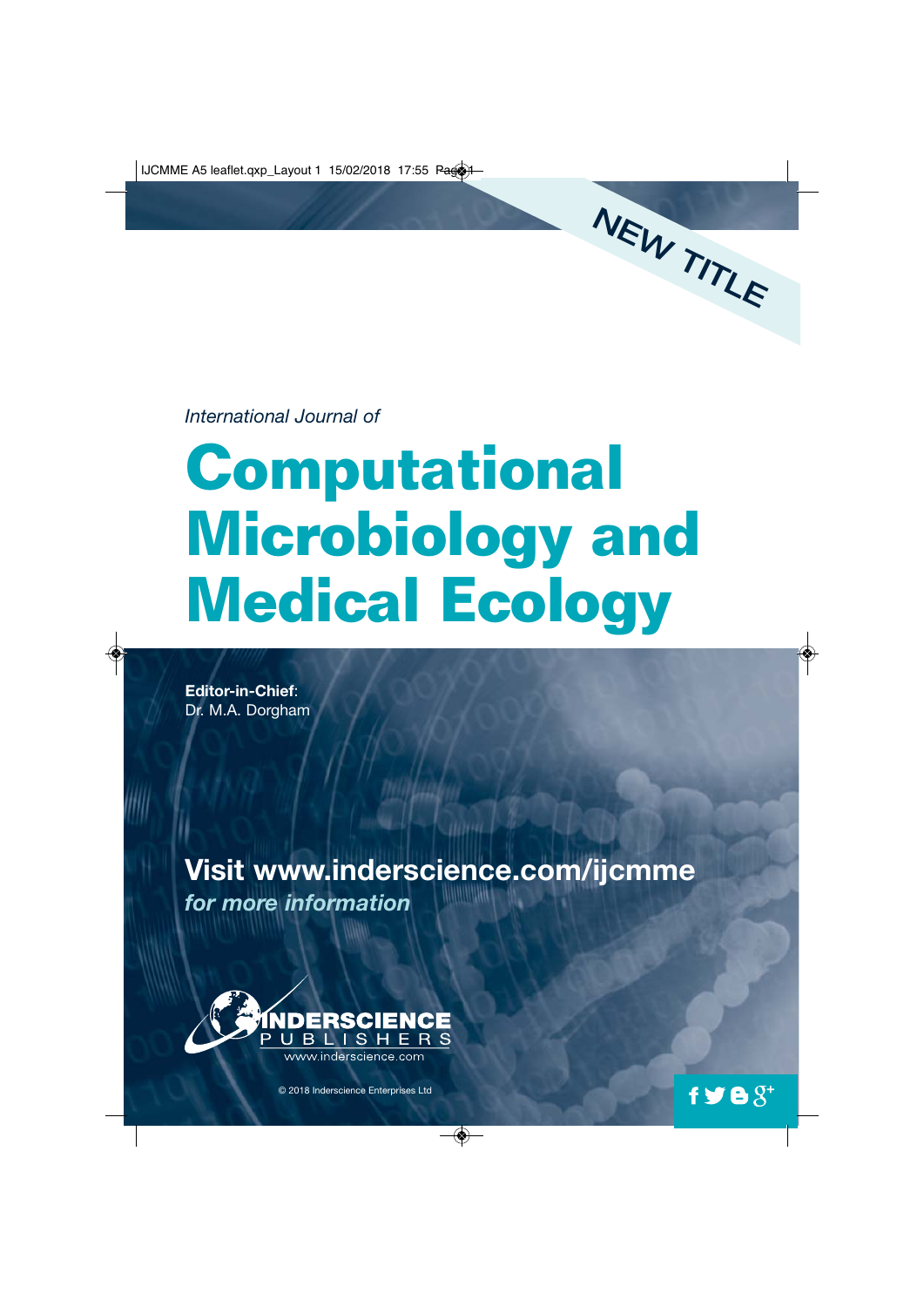NEW TITLE

*International Journal of*

# Computational Microbiology and Medical Ecology

**Editor-in-Chief**:
Dr. M.A. Dorgham

## Visit www.inderscience.com/ijcmme

***for more information***

INDERSCIENCE PUBLISHERS
www.inderscience.com

© 2018 Inderscience Enterprises Ltd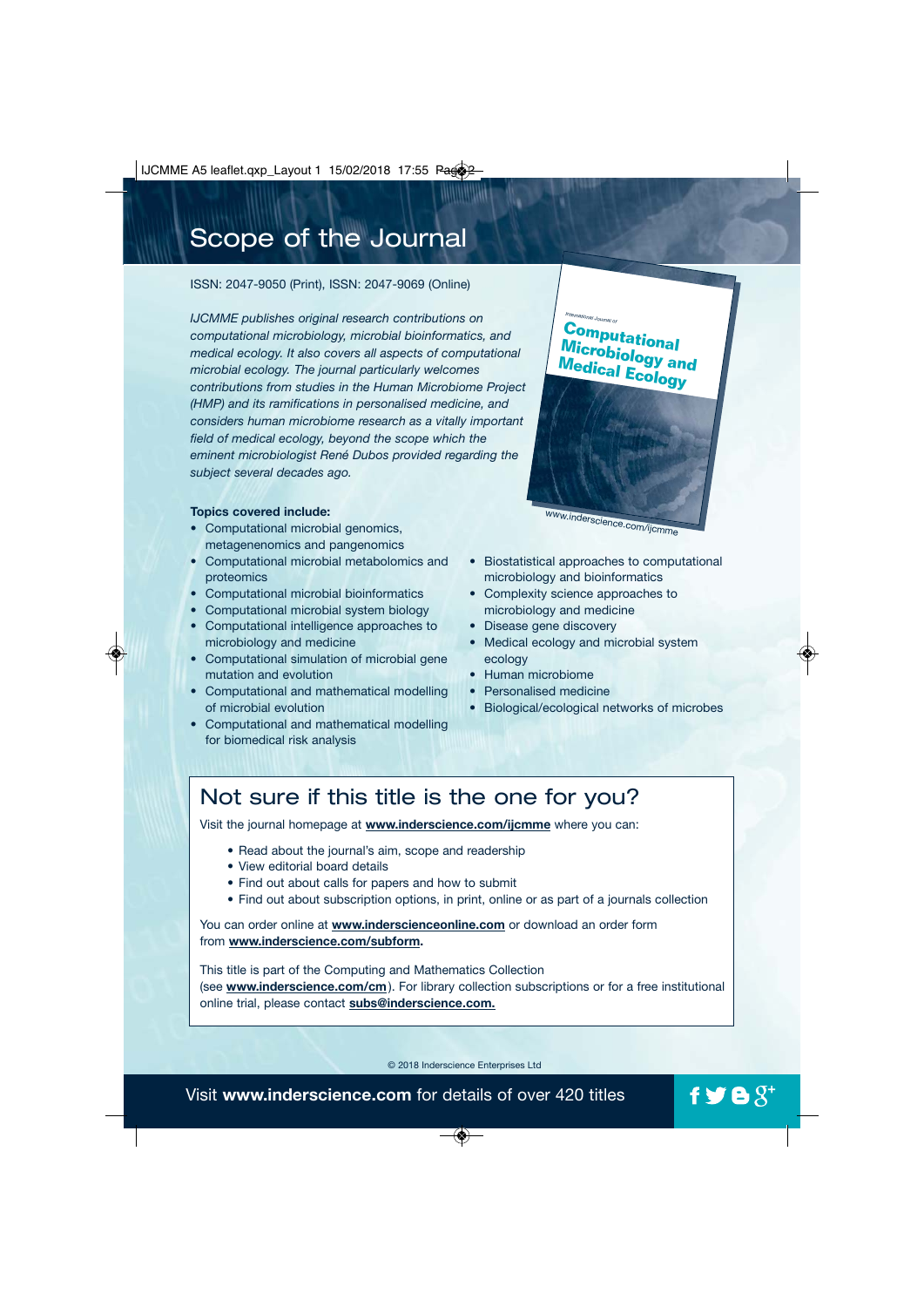# Scope of the Journal

ISSN: 2047-9050 (Print), ISSN: 2047-9069 (Online)

*IJCMME publishes original research contributions on computational microbiology, microbial bioinformatics, and medical ecology. It also covers all aspects of computational microbial ecology. The journal particularly welcomes contributions from studies in the Human Microbiome Project (HMP) and its ramifications in personalised medicine, and considers human microbiome research as a vitally important field of medical ecology, beyond the scope which the eminent microbiologist René Dubos provided regarding the subject several decades ago.*

International Journal of Computational Microbiology and Medical Ecology

www.inderscience.com/ijcmme

**Topics covered include:**

- Computational microbial genomics, metagenenomics and pangenomics
- Computational microbial metabolomics and proteomics
- Computational microbial bioinformatics
- Computational microbial system biology
- Computational intelligence approaches to microbiology and medicine
- Computational simulation of microbial gene mutation and evolution
- Computational and mathematical modelling of microbial evolution
- Computational and mathematical modelling for biomedical risk analysis
- Biostatistical approaches to computational microbiology and bioinformatics
- Complexity science approaches to microbiology and medicine
- Disease gene discovery
- Medical ecology and microbial system ecology
- Human microbiome
- Personalised medicine
- Biological/ecological networks of microbes

## Not sure if this title is the one for you?

Visit the journal homepage at **www.inderscience.com/ijcmme** where you can:

- Read about the journal's aim, scope and readership
- View editorial board details
- Find out about calls for papers and how to submit
- Find out about subscription options, in print, online or as part of a journals collection

You can order online at **www.inderscienceonline.com** or download an order form from **www.inderscience.com/subform.**

This title is part of the Computing and Mathematics Collection (see **www.inderscience.com/cm**). For library collection subscriptions or for a free institutional online trial, please contact **subs@inderscience.com.**

© 2018 Inderscience Enterprises Ltd

Visit **www.inderscience.com** for details of over 420 titles